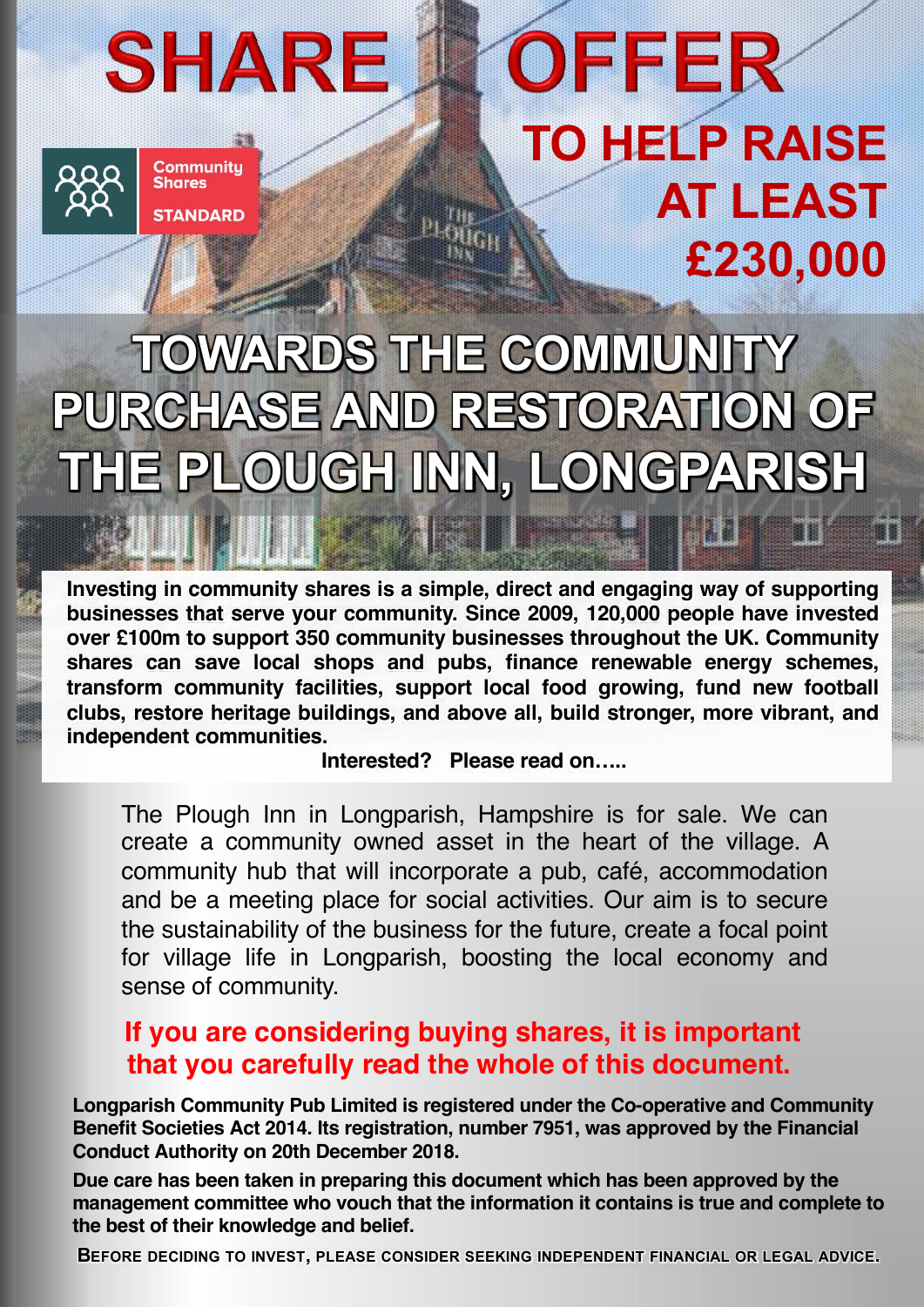# SHARE OFFER

Community Shares STANDARD

## TO HELP RAISE AT LEAST £230,000

# TOWARDS THE COMMUNITY PURCHASE AND RESTORATION OF THE PLOUGH INN, LONGPARISH

**Investing in community shares is a simple, direct and engaging way of supporting businesses that serve your community. Since 2009, 120,000 people have invested over £100m to support 350 community businesses throughout the UK. Community shares can save local shops and pubs, finance renewable energy schemes, transform community facilities, support local food growing, fund new football clubs, restore heritage buildings, and above all, build stronger, more vibrant, and independent communities.**

**Interested? Please read on…..**

The Plough Inn in Longparish, Hampshire is for sale. We can create a community owned asset in the heart of the village. A community hub that will incorporate a pub, café, accommodation and be a meeting place for social activities. Our aim is to secure the sustainability of the business for the future, create a focal point for village life in Longparish, boosting the local economy and sense of community.

**If you are considering buying shares, it is important that you carefully read the whole of this document.**

**Longparish Community Pub Limited is registered under the Co-operative and Community Benefit Societies Act 2014. Its registration, number 7951, was approved by the Financial Conduct Authority on 20th December 2018.**

**Due care has been taken in preparing this document which has been approved by the management committee who vouch that the information it contains is true and complete to the best of their knowledge and belief.**

**BEFORE DECIDING TO INVEST, PLEASE CONSIDER SEEKING INDEPENDENT FINANCIAL OR LEGAL ADVICE.**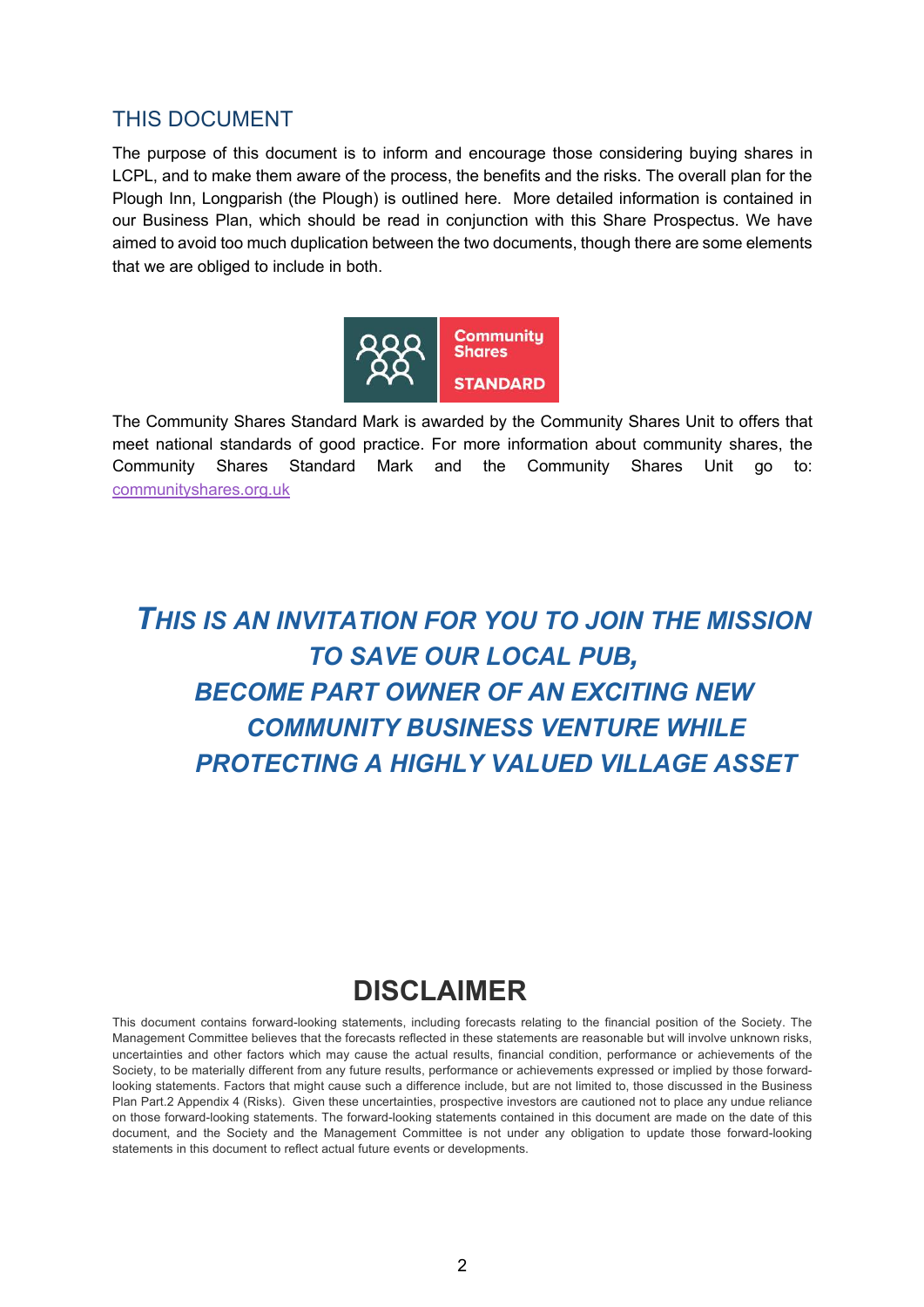## THIS DOCUMENT

The purpose of this document is to inform and encourage those considering buying shares in LCPL, and to make them aware of the process, the benefits and the risks. The overall plan for the Plough Inn, Longparish (the Plough) is outlined here. More detailed information is contained in our Business Plan, which should be read in conjunction with this Share Prospectus. We have aimed to avoid too much duplication between the two documents, though there are some elements that we are obliged to include in both.

Community Shares STANDARD

The Community Shares Standard Mark is awarded by the Community Shares Unit to offers that meet national standards of good practice. For more information about community shares, the Community Shares Standard Mark and the Community Shares Unit go to: communityshares.org.uk

***THIS IS AN INVITATION FOR YOU TO JOIN THE MISSION TO SAVE OUR LOCAL PUB, BECOME PART OWNER OF AN EXCITING NEW COMMUNITY BUSINESS VENTURE WHILE PROTECTING A HIGHLY VALUED VILLAGE ASSET***

## DISCLAIMER

This document contains forward-looking statements, including forecasts relating to the financial position of the Society. The Management Committee believes that the forecasts reflected in these statements are reasonable but will involve unknown risks, uncertainties and other factors which may cause the actual results, financial condition, performance or achievements of the Society, to be materially different from any future results, performance or achievements expressed or implied by those forward-looking statements. Factors that might cause such a difference include, but are not limited to, those discussed in the Business Plan Part.2 Appendix 4 (Risks). Given these uncertainties, prospective investors are cautioned not to place any undue reliance on those forward-looking statements. The forward-looking statements contained in this document are made on the date of this document, and the Society and the Management Committee is not under any obligation to update those forward-looking statements in this document to reflect actual future events or developments.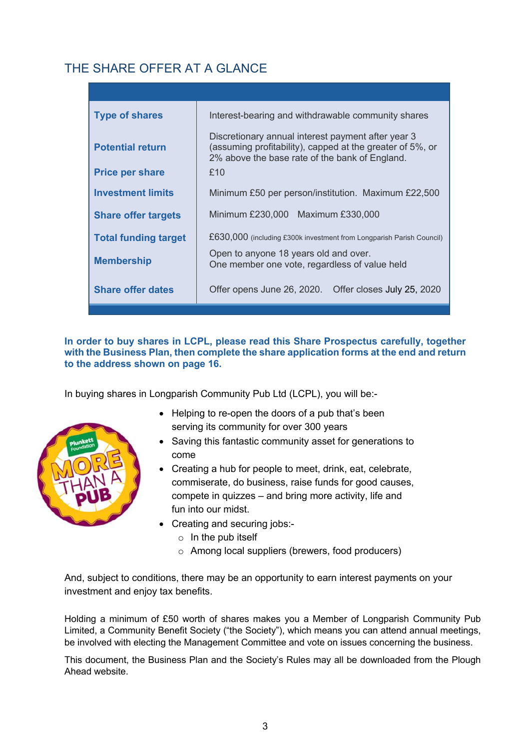# THE SHARE OFFER AT A GLANCE

| | |
|---|---|
| **Type of shares** | Interest-bearing and withdrawable community shares |
| **Potential return** | Discretionary annual interest payment after year 3 (assuming profitability), capped at the greater of 5%, or 2% above the base rate of the bank of England. |
| **Price per share** | £10 |
| **Investment limits** | Minimum £50 per person/institution. Maximum £22,500 |
| **Share offer targets** | Minimum £230,000 Maximum £330,000 |
| **Total funding target** | £630,000 (including £300k investment from Longparish Parish Council) |
| **Membership** | Open to anyone 18 years old and over. One member one vote, regardless of value held |
| **Share offer dates** | Offer opens June 26, 2020. Offer closes July 25, 2020 |

**In order to buy shares in LCPL, please read this Share Prospectus carefully, together with the Business Plan, then complete the share application forms at the end and return to the address shown on page 16.**

In buying shares in Longparish Community Pub Ltd (LCPL), you will be:-

- Helping to re-open the doors of a pub that's been serving its community for over 300 years
- Saving this fantastic community asset for generations to come
- Creating a hub for people to meet, drink, eat, celebrate, commiserate, do business, raise funds for good causes, compete in quizzes – and bring more activity, life and fun into our midst.
- Creating and securing jobs:-
  - In the pub itself
  - Among local suppliers (brewers, food producers)

And, subject to conditions, there may be an opportunity to earn interest payments on your investment and enjoy tax benefits.

Holding a minimum of £50 worth of shares makes you a Member of Longparish Community Pub Limited, a Community Benefit Society ("the Society"), which means you can attend annual meetings, be involved with electing the Management Committee and vote on issues concerning the business.

This document, the Business Plan and the Society's Rules may all be downloaded from the Plough Ahead website.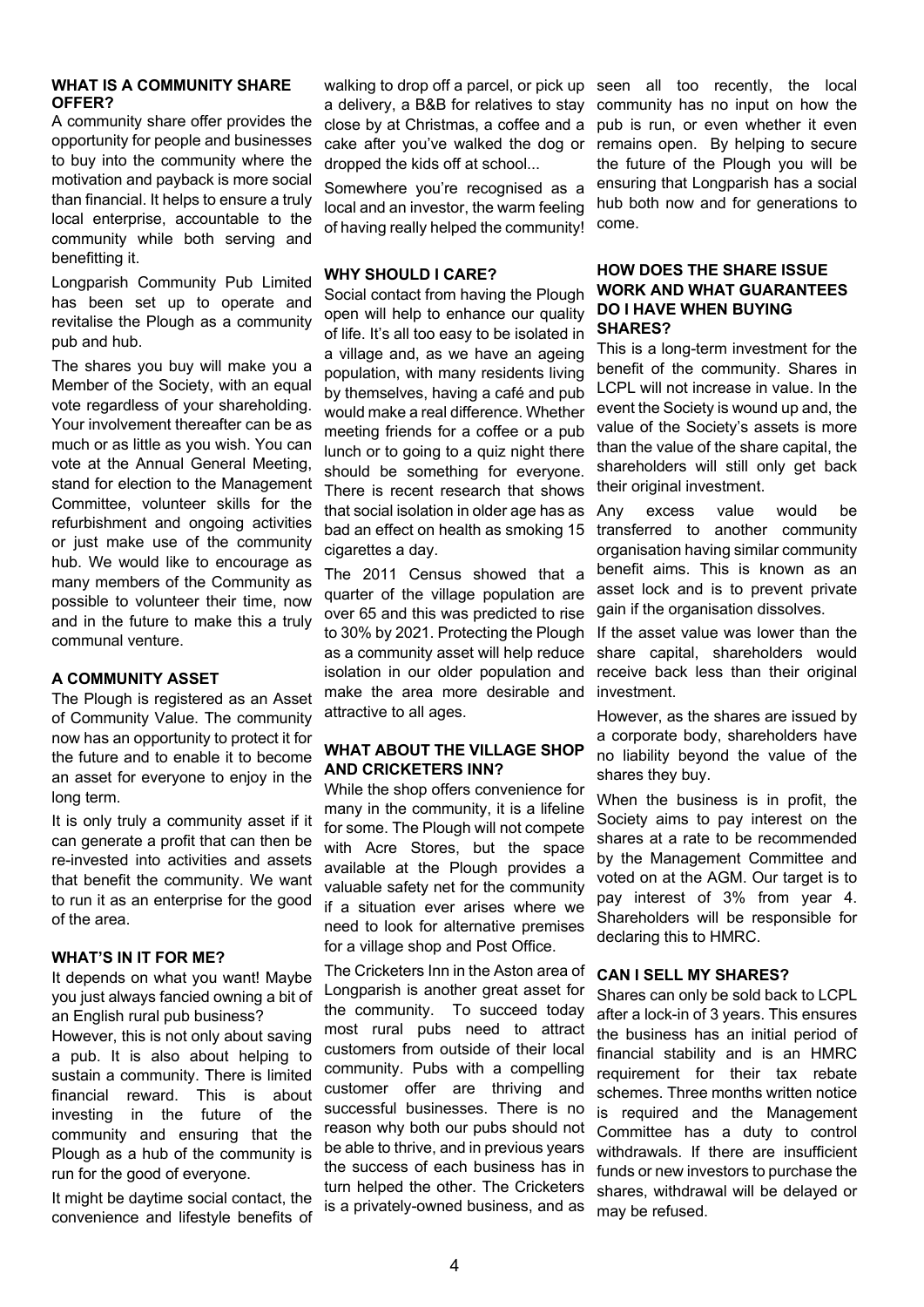### WHAT IS A COMMUNITY SHARE OFFER?

A community share offer provides the opportunity for people and businesses to buy into the community where the motivation and payback is more social than financial. It helps to ensure a truly local enterprise, accountable to the community while both serving and benefitting it.

Longparish Community Pub Limited has been set up to operate and revitalise the Plough as a community pub and hub.

The shares you buy will make you a Member of the Society, with an equal vote regardless of your shareholding. Your involvement thereafter can be as much or as little as you wish. You can vote at the Annual General Meeting, stand for election to the Management Committee, volunteer skills for the refurbishment and ongoing activities or just make use of the community hub. We would like to encourage as many members of the Community as possible to volunteer their time, now and in the future to make this a truly communal venture.

### A COMMUNITY ASSET

The Plough is registered as an Asset of Community Value. The community now has an opportunity to protect it for the future and to enable it to become an asset for everyone to enjoy in the long term.

It is only truly a community asset if it can generate a profit that can then be re-invested into activities and assets that benefit the community. We want to run it as an enterprise for the good of the area.

### WHAT'S IN IT FOR ME?

It depends on what you want! Maybe you just always fancied owning a bit of an English rural pub business?

However, this is not only about saving a pub. It is also about helping to sustain a community. There is limited financial reward. This is about investing in the future of the community and ensuring that the Plough as a hub of the community is run for the good of everyone.

It might be daytime social contact, the convenience and lifestyle benefits of walking to drop off a parcel, or pick up a delivery, a B&B for relatives to stay close by at Christmas, a coffee and a cake after you've walked the dog or dropped the kids off at school...

Somewhere you're recognised as a local and an investor, the warm feeling of having really helped the community!

### WHY SHOULD I CARE?

Social contact from having the Plough open will help to enhance our quality of life. It's all too easy to be isolated in a village and, as we have an ageing population, with many residents living by themselves, having a café and pub would make a real difference. Whether meeting friends for a coffee or a pub lunch or to going to a quiz night there should be something for everyone. There is recent research that shows that social isolation in older age has as bad an effect on health as smoking 15 cigarettes a day.

The 2011 Census showed that a quarter of the village population are over 65 and this was predicted to rise to 30% by 2021. Protecting the Plough as a community asset will help reduce isolation in our older population and make the area more desirable and attractive to all ages.

### WHAT ABOUT THE VILLAGE SHOP AND CRICKETERS INN?

While the shop offers convenience for many in the community, it is a lifeline for some. The Plough will not compete with Acre Stores, but the space available at the Plough provides a valuable safety net for the community if a situation ever arises where we need to look for alternative premises for a village shop and Post Office.

The Cricketers Inn in the Aston area of Longparish is another great asset for the community. To succeed today most rural pubs need to attract customers from outside of their local community. Pubs with a compelling customer offer are thriving and successful businesses. There is no reason why both our pubs should not be able to thrive, and in previous years the success of each business has in turn helped the other. The Cricketers is a privately-owned business, and as seen all too recently, the local community has no input on how the pub is run, or even whether it even remains open. By helping to secure the future of the Plough you will be ensuring that Longparish has a social hub both now and for generations to come.

### HOW DOES THE SHARE ISSUE WORK AND WHAT GUARANTEES DO I HAVE WHEN BUYING SHARES?

This is a long-term investment for the benefit of the community. Shares in LCPL will not increase in value. In the event the Society is wound up and, the value of the Society's assets is more than the value of the share capital, the shareholders will still only get back their original investment.

Any excess value would be transferred to another community organisation having similar community benefit aims. This is known as an asset lock and is to prevent private gain if the organisation dissolves.

If the asset value was lower than the share capital, shareholders would receive back less than their original investment.

However, as the shares are issued by a corporate body, shareholders have no liability beyond the value of the shares they buy.

When the business is in profit, the Society aims to pay interest on the shares at a rate to be recommended by the Management Committee and voted on at the AGM. Our target is to pay interest of 3% from year 4. Shareholders will be responsible for declaring this to HMRC.

### CAN I SELL MY SHARES?

Shares can only be sold back to LCPL after a lock-in of 3 years. This ensures the business has an initial period of financial stability and is an HMRC requirement for their tax rebate schemes. Three months written notice is required and the Management Committee has a duty to control withdrawals. If there are insufficient funds or new investors to purchase the shares, withdrawal will be delayed or may be refused.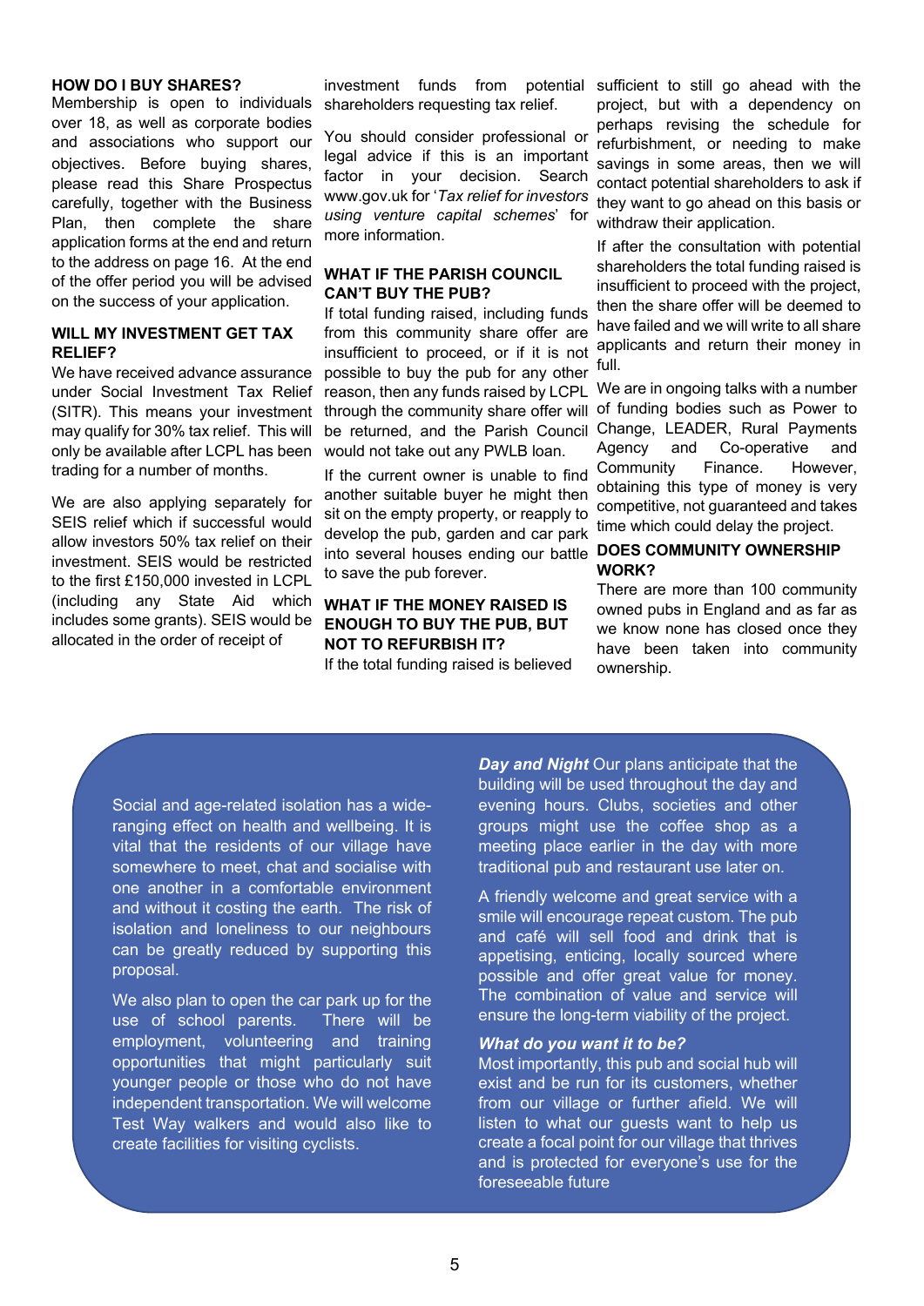### HOW DO I BUY SHARES?

Membership is open to individuals over 18, as well as corporate bodies and associations who support our objectives. Before buying shares, please read this Share Prospectus carefully, together with the Business Plan, then complete the share application forms at the end and return to the address on page 16. At the end of the offer period you will be advised on the success of your application.

### WILL MY INVESTMENT GET TAX RELIEF?

We have received advance assurance under Social Investment Tax Relief (SITR). This means your investment may qualify for 30% tax relief. This will only be available after LCPL has been trading for a number of months.

We are also applying separately for SEIS relief which if successful would allow investors 50% tax relief on their investment. SEIS would be restricted to the first £150,000 invested in LCPL (including any State Aid which includes some grants). SEIS would be allocated in the order of receipt of investment funds from potential shareholders requesting tax relief.

You should consider professional or legal advice if this is an important factor in your decision. Search www.gov.uk for '*Tax relief for investors using venture capital schemes*' for more information.

### WHAT IF THE PARISH COUNCIL CAN'T BUY THE PUB?

If total funding raised, including funds from this community share offer are insufficient to proceed, or if it is not possible to buy the pub for any other reason, then any funds raised by LCPL through the community share offer will be returned, and the Parish Council would not take out any PWLB loan.

If the current owner is unable to find another suitable buyer he might then sit on the empty property, or reapply to develop the pub, garden and car park into several houses ending our battle to save the pub forever.

### WHAT IF THE MONEY RAISED IS ENOUGH TO BUY THE PUB, BUT NOT TO REFURBISH IT?

If the total funding raised is believed sufficient to still go ahead with the project, but with a dependency on perhaps revising the schedule for refurbishment, or needing to make savings in some areas, then we will contact potential shareholders to ask if they want to go ahead on this basis or withdraw their application.

If after the consultation with potential shareholders the total funding raised is insufficient to proceed with the project, then the share offer will be deemed to have failed and we will write to all share applicants and return their money in full.

We are in ongoing talks with a number of funding bodies such as Power to Change, LEADER, Rural Payments Agency and Co-operative and Community Finance. However, obtaining this type of money is very competitive, not guaranteed and takes time which could delay the project.

### DOES COMMUNITY OWNERSHIP WORK?

There are more than 100 community owned pubs in England and as far as we know none has closed once they have been taken into community ownership.

Social and age-related isolation has a wide-ranging effect on health and wellbeing. It is vital that the residents of our village have somewhere to meet, chat and socialise with one another in a comfortable environment and without it costing the earth. The risk of isolation and loneliness to our neighbours can be greatly reduced by supporting this proposal.

We also plan to open the car park up for the use of school parents. There will be employment, volunteering and training opportunities that might particularly suit younger people or those who do not have independent transportation. We will welcome Test Way walkers and would also like to create facilities for visiting cyclists.

***Day and Night*** Our plans anticipate that the building will be used throughout the day and evening hours. Clubs, societies and other groups might use the coffee shop as a meeting place earlier in the day with more traditional pub and restaurant use later on.

A friendly welcome and great service with a smile will encourage repeat custom. The pub and café will sell food and drink that is appetising, enticing, locally sourced where possible and offer great value for money. The combination of value and service will ensure the long-term viability of the project.

***What do you want it to be?***

Most importantly, this pub and social hub will exist and be run for its customers, whether from our village or further afield. We will listen to what our guests want to help us create a focal point for our village that thrives and is protected for everyone's use for the foreseeable future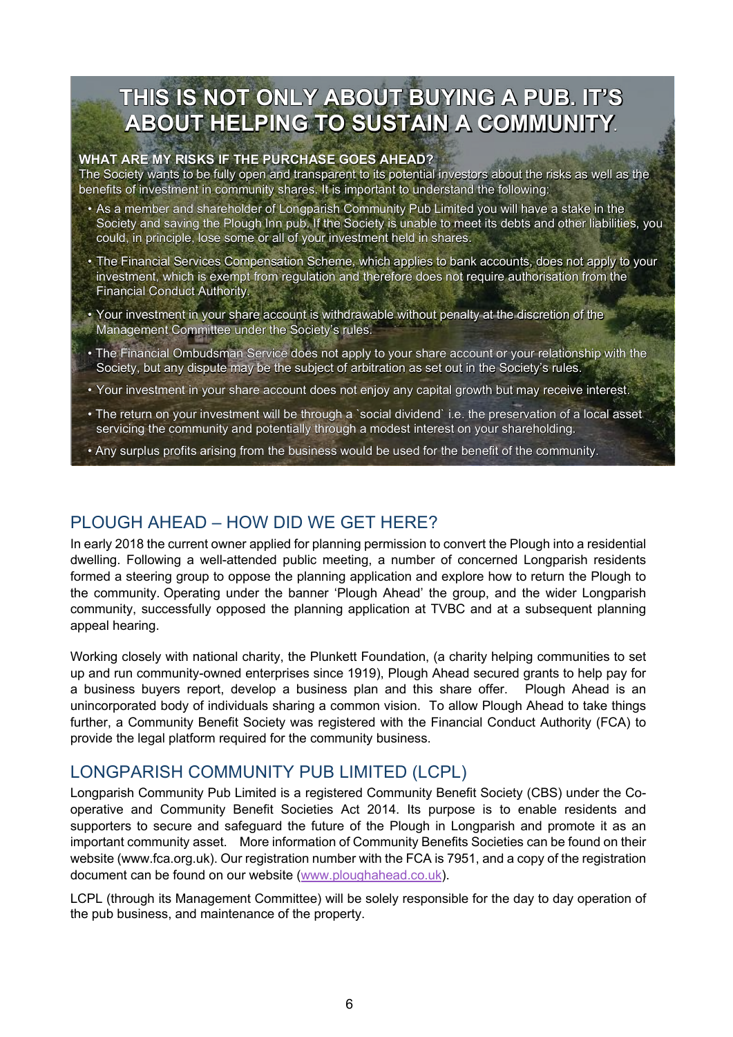# THIS IS NOT ONLY ABOUT BUYING A PUB. IT'S ABOUT HELPING TO SUSTAIN A COMMUNITY.

**WHAT ARE MY RISKS IF THE PURCHASE GOES AHEAD?**

The Society wants to be fully open and transparent to its potential investors about the risks as well as the benefits of investment in community shares. It is important to understand the following:

- As a member and shareholder of Longparish Community Pub Limited you will have a stake in the Society and saving the Plough Inn pub. If the Society is unable to meet its debts and other liabilities, you could, in principle, lose some or all of your investment held in shares.
- The Financial Services Compensation Scheme, which applies to bank accounts, does not apply to your investment, which is exempt from regulation and therefore does not require authorisation from the Financial Conduct Authority.
- Your investment in your share account is withdrawable without penalty at the discretion of the Management Committee under the Society's rules.
- The Financial Ombudsman Service does not apply to your share account or your relationship with the Society, but any dispute may be the subject of arbitration as set out in the Society's rules.
- Your investment in your share account does not enjoy any capital growth but may receive interest.
- The return on your investment will be through a `social dividend` i.e. the preservation of a local asset servicing the community and potentially through a modest interest on your shareholding.
- Any surplus profits arising from the business would be used for the benefit of the community.

## PLOUGH AHEAD – HOW DID WE GET HERE?

In early 2018 the current owner applied for planning permission to convert the Plough into a residential dwelling. Following a well-attended public meeting, a number of concerned Longparish residents formed a steering group to oppose the planning application and explore how to return the Plough to the community. Operating under the banner 'Plough Ahead' the group, and the wider Longparish community, successfully opposed the planning application at TVBC and at a subsequent planning appeal hearing.

Working closely with national charity, the Plunkett Foundation, (a charity helping communities to set up and run community-owned enterprises since 1919), Plough Ahead secured grants to help pay for a business buyers report, develop a business plan and this share offer. Plough Ahead is an unincorporated body of individuals sharing a common vision. To allow Plough Ahead to take things further, a Community Benefit Society was registered with the Financial Conduct Authority (FCA) to provide the legal platform required for the community business.

## LONGPARISH COMMUNITY PUB LIMITED (LCPL)

Longparish Community Pub Limited is a registered Community Benefit Society (CBS) under the Co-operative and Community Benefit Societies Act 2014. Its purpose is to enable residents and supporters to secure and safeguard the future of the Plough in Longparish and promote it as an important community asset. More information of Community Benefits Societies can be found on their website (www.fca.org.uk). Our registration number with the FCA is 7951, and a copy of the registration document can be found on our website (www.ploughahead.co.uk).

LCPL (through its Management Committee) will be solely responsible for the day to day operation of the pub business, and maintenance of the property.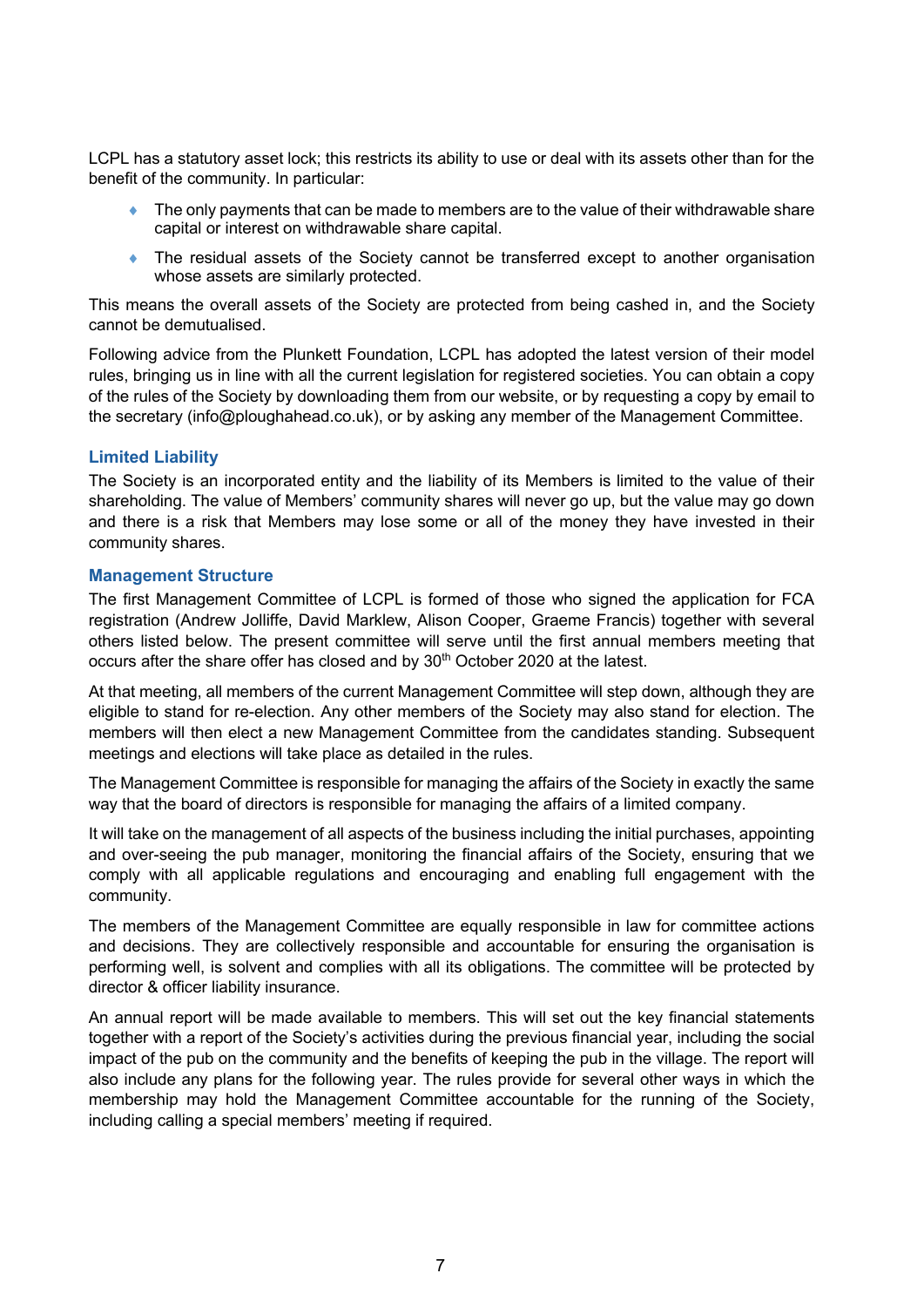LCPL has a statutory asset lock; this restricts its ability to use or deal with its assets other than for the benefit of the community. In particular:

- The only payments that can be made to members are to the value of their withdrawable share capital or interest on withdrawable share capital.
- The residual assets of the Society cannot be transferred except to another organisation whose assets are similarly protected.

This means the overall assets of the Society are protected from being cashed in, and the Society cannot be demutualised.

Following advice from the Plunkett Foundation, LCPL has adopted the latest version of their model rules, bringing us in line with all the current legislation for registered societies. You can obtain a copy of the rules of the Society by downloading them from our website, or by requesting a copy by email to the secretary (info@ploughahead.co.uk), or by asking any member of the Management Committee.

### Limited Liability

The Society is an incorporated entity and the liability of its Members is limited to the value of their shareholding. The value of Members' community shares will never go up, but the value may go down and there is a risk that Members may lose some or all of the money they have invested in their community shares.

### Management Structure

The first Management Committee of LCPL is formed of those who signed the application for FCA registration (Andrew Jolliffe, David Marklew, Alison Cooper, Graeme Francis) together with several others listed below. The present committee will serve until the first annual members meeting that occurs after the share offer has closed and by 30th October 2020 at the latest.

At that meeting, all members of the current Management Committee will step down, although they are eligible to stand for re-election. Any other members of the Society may also stand for election. The members will then elect a new Management Committee from the candidates standing. Subsequent meetings and elections will take place as detailed in the rules.

The Management Committee is responsible for managing the affairs of the Society in exactly the same way that the board of directors is responsible for managing the affairs of a limited company.

It will take on the management of all aspects of the business including the initial purchases, appointing and over-seeing the pub manager, monitoring the financial affairs of the Society, ensuring that we comply with all applicable regulations and encouraging and enabling full engagement with the community.

The members of the Management Committee are equally responsible in law for committee actions and decisions. They are collectively responsible and accountable for ensuring the organisation is performing well, is solvent and complies with all its obligations. The committee will be protected by director & officer liability insurance.

An annual report will be made available to members. This will set out the key financial statements together with a report of the Society's activities during the previous financial year, including the social impact of the pub on the community and the benefits of keeping the pub in the village. The report will also include any plans for the following year. The rules provide for several other ways in which the membership may hold the Management Committee accountable for the running of the Society, including calling a special members' meeting if required.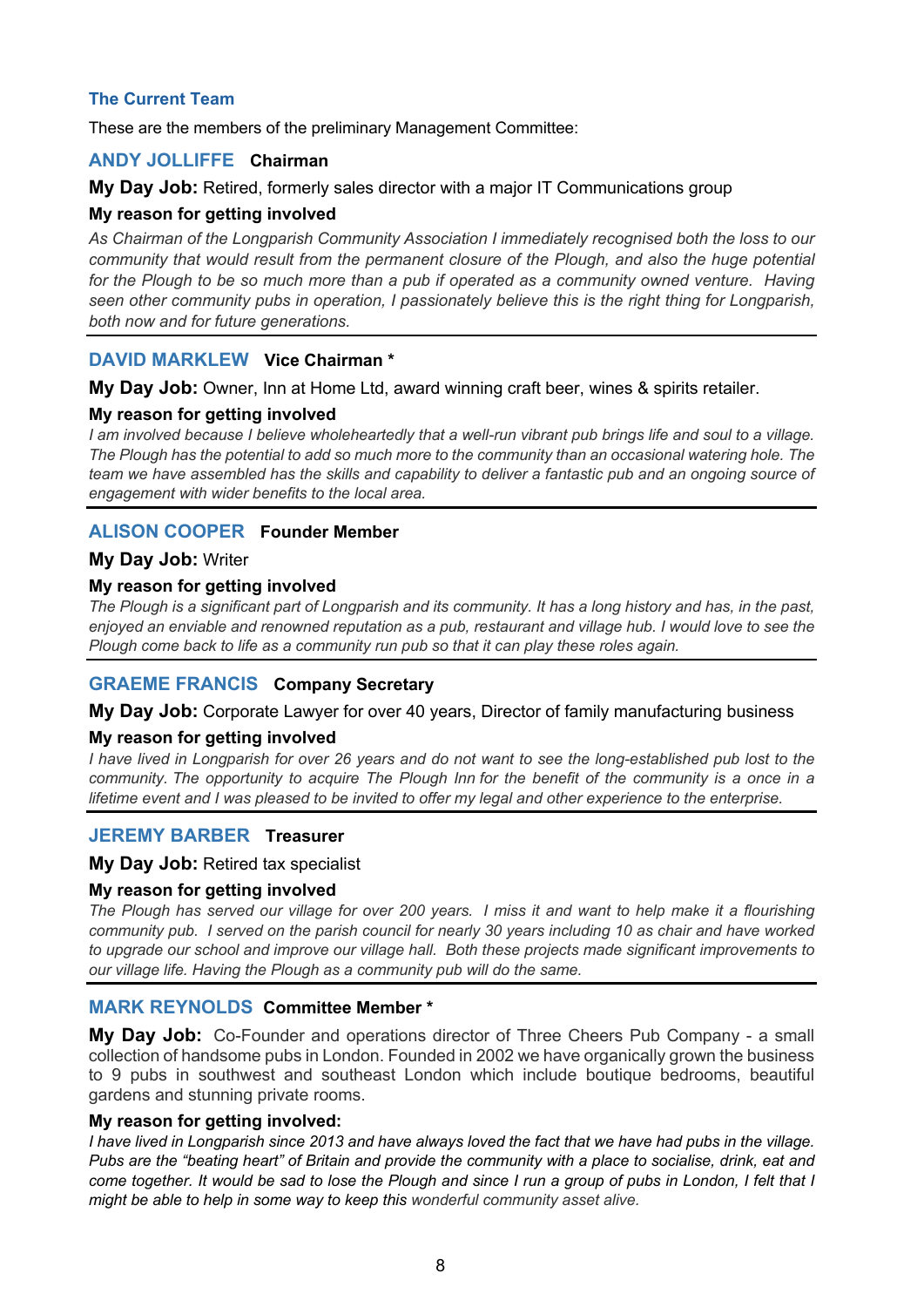## The Current Team

These are the members of the preliminary Management Committee:

### ANDY JOLLIFFE **Chairman**

**My Day Job:** Retired, formerly sales director with a major IT Communications group

**My reason for getting involved**

*As Chairman of the Longparish Community Association I immediately recognised both the loss to our community that would result from the permanent closure of the Plough, and also the huge potential for the Plough to be so much more than a pub if operated as a community owned venture. Having seen other community pubs in operation, I passionately believe this is the right thing for Longparish, both now and for future generations.*

---

### DAVID MARKLEW **Vice Chairman \***

**My Day Job:** Owner, Inn at Home Ltd, award winning craft beer, wines & spirits retailer.

**My reason for getting involved**

*I am involved because I believe wholeheartedly that a well-run vibrant pub brings life and soul to a village. The Plough has the potential to add so much more to the community than an occasional watering hole. The team we have assembled has the skills and capability to deliver a fantastic pub and an ongoing source of engagement with wider benefits to the local area.*

---

### ALISON COOPER **Founder Member**

**My Day Job:** Writer

**My reason for getting involved**

*The Plough is a significant part of Longparish and its community. It has a long history and has, in the past, enjoyed an enviable and renowned reputation as a pub, restaurant and village hub. I would love to see the Plough come back to life as a community run pub so that it can play these roles again.*

---

### GRAEME FRANCIS **Company Secretary**

**My Day Job:** Corporate Lawyer for over 40 years, Director of family manufacturing business

**My reason for getting involved**

*I have lived in Longparish for over 26 years and do not want to see the long-established pub lost to the community. The opportunity to acquire The Plough Inn for the benefit of the community is a once in a lifetime event and I was pleased to be invited to offer my legal and other experience to the enterprise.*

---

### JEREMY BARBER **Treasurer**

**My Day Job:** Retired tax specialist

**My reason for getting involved**

*The Plough has served our village for over 200 years. I miss it and want to help make it a flourishing community pub. I served on the parish council for nearly 30 years including 10 as chair and have worked to upgrade our school and improve our village hall. Both these projects made significant improvements to our village life. Having the Plough as a community pub will do the same.*

---

### MARK REYNOLDS **Committee Member \***

**My Day Job:** Co-Founder and operations director of Three Cheers Pub Company - a small collection of handsome pubs in London. Founded in 2002 we have organically grown the business to 9 pubs in southwest and southeast London which include boutique bedrooms, beautiful gardens and stunning private rooms.

**My reason for getting involved:**

*I have lived in Longparish since 2013 and have always loved the fact that we have had pubs in the village. Pubs are the "beating heart" of Britain and provide the community with a place to socialise, drink, eat and come together. It would be sad to lose the Plough and since I run a group of pubs in London, I felt that I might be able to help in some way to keep this wonderful community asset alive.*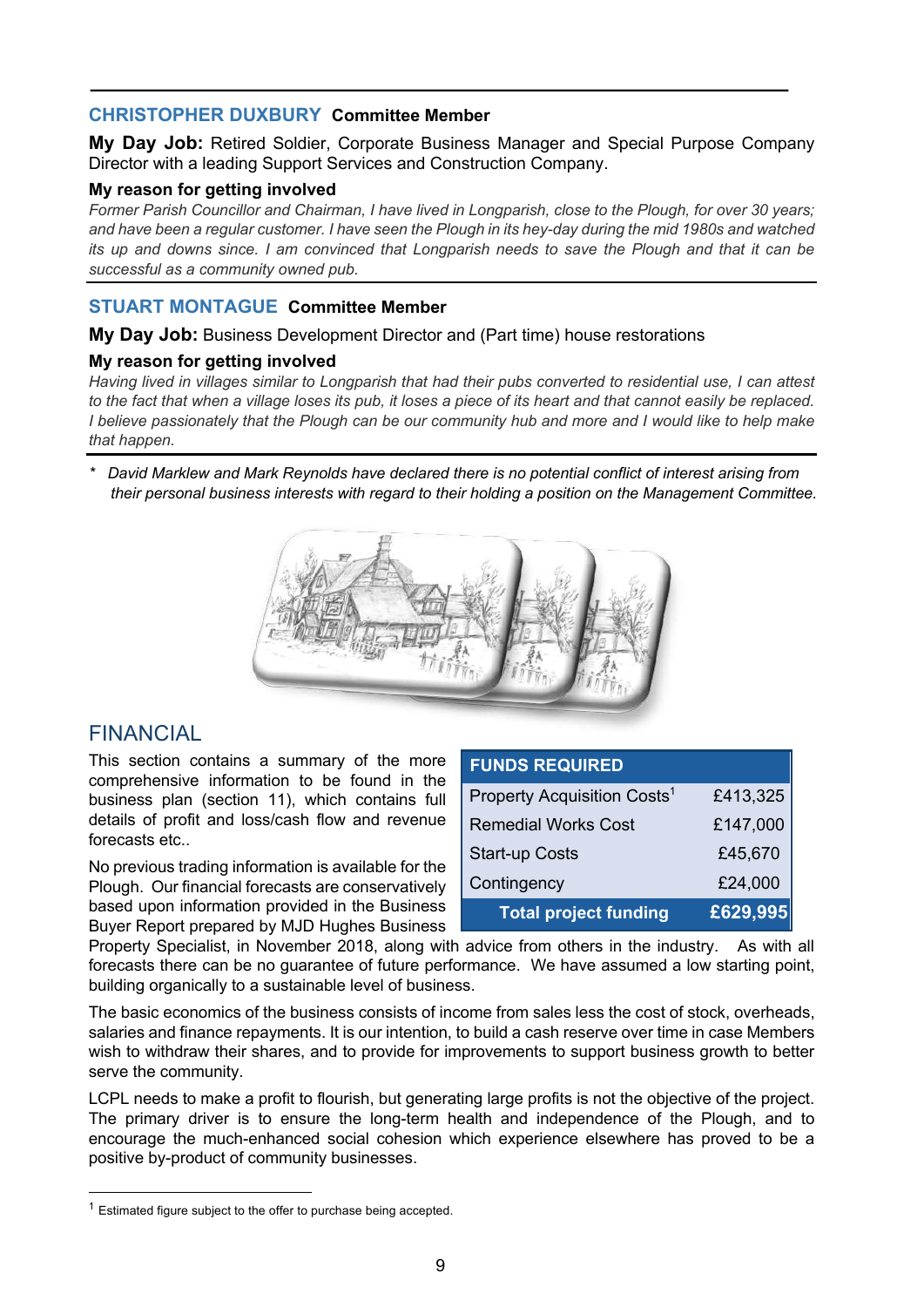**CHRISTOPHER DUXBURY** **Committee Member**

**My Day Job:** Retired Soldier, Corporate Business Manager and Special Purpose Company Director with a leading Support Services and Construction Company.

**My reason for getting involved**

*Former Parish Councillor and Chairman, I have lived in Longparish, close to the Plough, for over 30 years; and have been a regular customer. I have seen the Plough in its hey-day during the mid 1980s and watched its up and downs since. I am convinced that Longparish needs to save the Plough and that it can be successful as a community owned pub.*

**STUART MONTAGUE** **Committee Member**

**My Day Job:** Business Development Director and (Part time) house restorations

**My reason for getting involved**

*Having lived in villages similar to Longparish that had their pubs converted to residential use, I can attest to the fact that when a village loses its pub, it loses a piece of its heart and that cannot easily be replaced. I believe passionately that the Plough can be our community hub and more and I would like to help make that happen.*

\* *David Marklew and Mark Reynolds have declared there is no potential conflict of interest arising from their personal business interests with regard to their holding a position on the Management Committee.*

## FINANCIAL

This section contains a summary of the more comprehensive information to be found in the business plan (section 11), which contains full details of profit and loss/cash flow and revenue forecasts etc..

| FUNDS REQUIRED | |
|---|---|
| Property Acquistion Costs[1] | £413,325 |
| Remedial Works Cost | £147,000 |
| Start-up Costs | £45,670 |
| Contingency | £24,000 |
| **Total project funding** | **£629,995** |

No previous trading information is available for the Plough. Our financial forecasts are conservatively based upon information provided in the Business Buyer Report prepared by MJD Hughes Business Property Specialist, in November 2018, along with advice from others in the industry. As with all forecasts there can be no guarantee of future performance. We have assumed a low starting point, building organically to a sustainable level of business.

The basic economics of the business consists of income from sales less the cost of stock, overheads, salaries and finance repayments. It is our intention, to build a cash reserve over time in case Members wish to withdraw their shares, and to provide for improvements to support business growth to better serve the community.

LCPL needs to make a profit to flourish, but generating large profits is not the objective of the project. The primary driver is to ensure the long-term health and independence of the Plough, and to encourage the much-enhanced social cohesion which experience elsewhere has proved to be a positive by-product of community businesses.

[1] Estimated figure subject to the offer to purchase being accepted.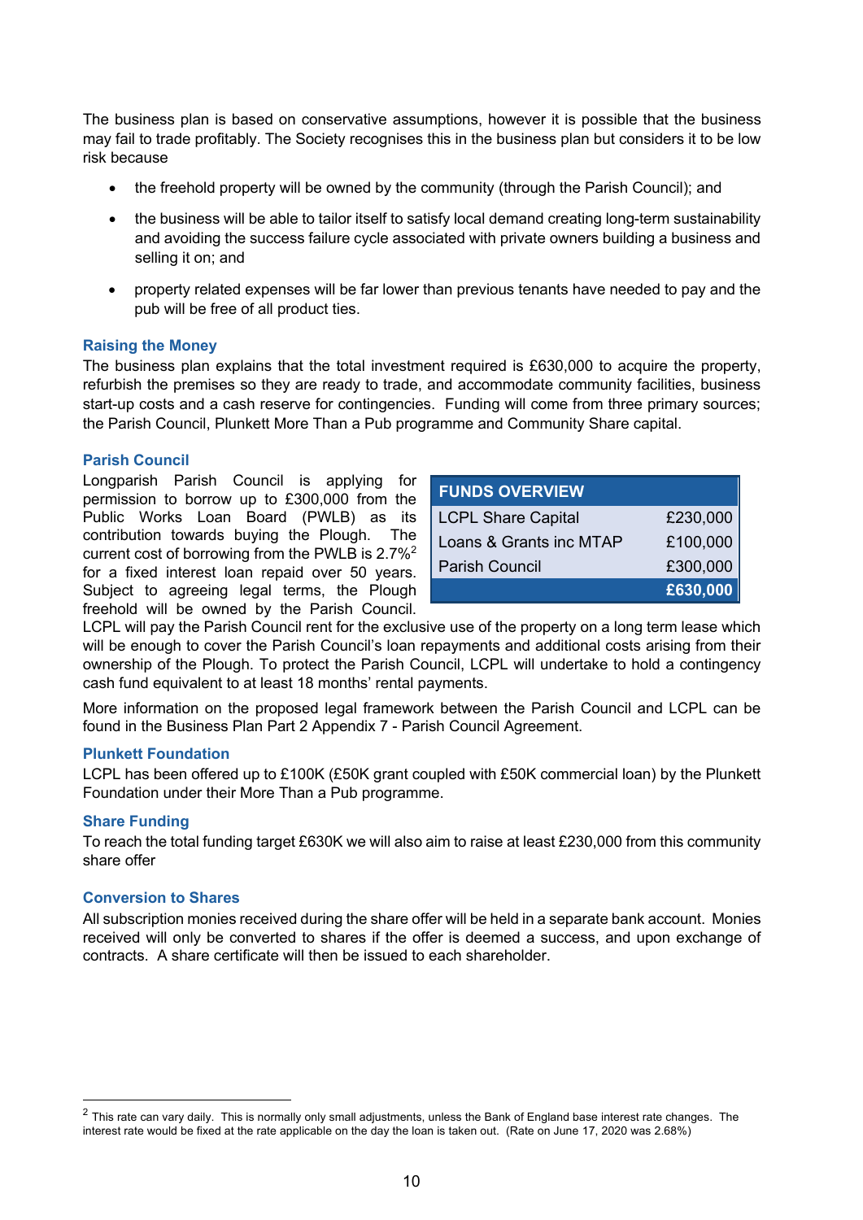The business plan is based on conservative assumptions, however it is possible that the business may fail to trade profitably. The Society recognises this in the business plan but considers it to be low risk because

- the freehold property will be owned by the community (through the Parish Council); and
- the business will be able to tailor itself to satisfy local demand creating long-term sustainability and avoiding the success failure cycle associated with private owners building a business and selling it on; and
- property related expenses will be far lower than previous tenants have needed to pay and the pub will be free of all product ties.

### Raising the Money

The business plan explains that the total investment required is £630,000 to acquire the property, refurbish the premises so they are ready to trade, and accommodate community facilities, business start-up costs and a cash reserve for contingencies. Funding will come from three primary sources; the Parish Council, Plunkett More Than a Pub programme and Community Share capital.

### Parish Council

Longparish Parish Council is applying for permission to borrow up to £300,000 from the Public Works Loan Board (PWLB) as its contribution towards buying the Plough. The current cost of borrowing from the PWLB is 2.7%[2] for a fixed interest loan repaid over 50 years. Subject to agreeing legal terms, the Plough freehold will be owned by the Parish Council. LCPL will pay the Parish Council rent for the exclusive use of the property on a long term lease which will be enough to cover the Parish Council's loan repayments and additional costs arising from their ownership of the Plough. To protect the Parish Council, LCPL will undertake to hold a contingency cash fund equivalent to at least 18 months' rental payments.

| FUNDS OVERVIEW | |
|---|---|
| LCPL Share Capital | £230,000 |
| Loans & Grants inc MTAP | £100,000 |
| Parish Council | £300,000 |
| | **£630,000** |

More information on the proposed legal framework between the Parish Council and LCPL can be found in the Business Plan Part 2 Appendix 7 - Parish Council Agreement.

### Plunkett Foundation

LCPL has been offered up to £100K (£50K grant coupled with £50K commercial loan) by the Plunkett Foundation under their More Than a Pub programme.

### Share Funding

To reach the total funding target £630K we will also aim to raise at least £230,000 from this community share offer

### Conversion to Shares

All subscription monies received during the share offer will be held in a separate bank account. Monies received will only be converted to shares if the offer is deemed a success, and upon exchange of contracts. A share certificate will then be issued to each shareholder.

---

[2] This rate can vary daily. This is normally only small adjustments, unless the Bank of England base interest rate changes. The interest rate would be fixed at the rate applicable on the day the loan is taken out. (Rate on June 17, 2020 was 2.68%)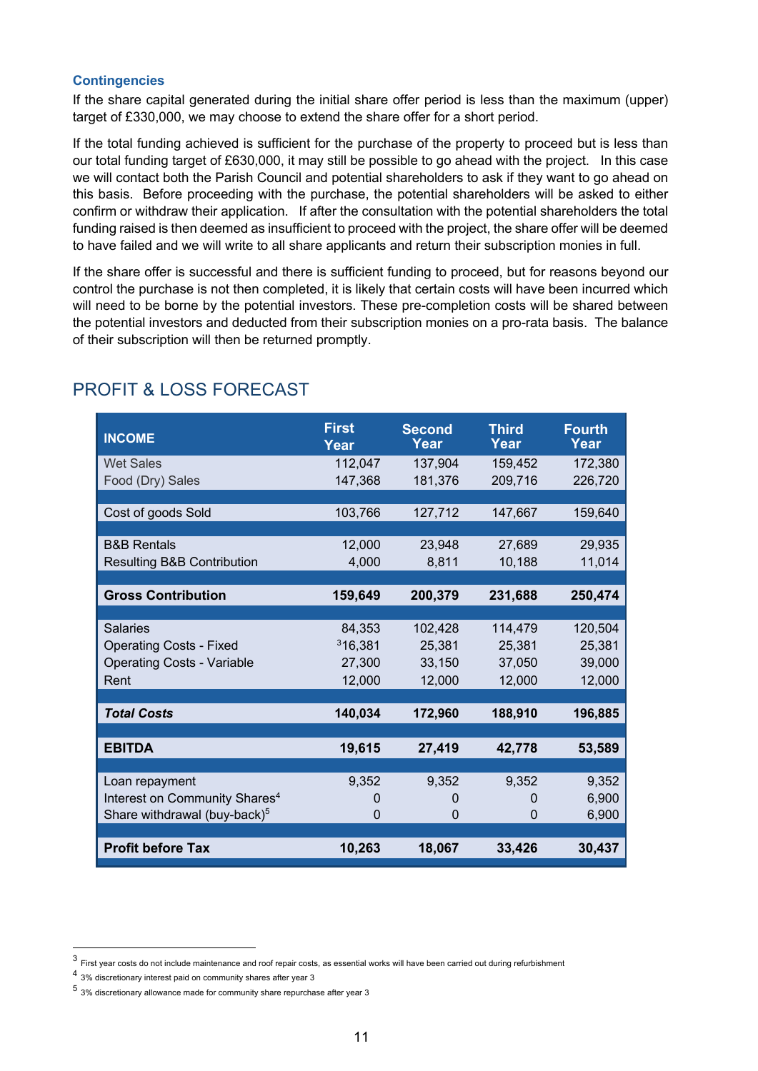### Contingencies

If the share capital generated during the initial share offer period is less than the maximum (upper) target of £330,000, we may choose to extend the share offer for a short period.

If the total funding achieved is sufficient for the purchase of the property to proceed but is less than our total funding target of £630,000, it may still be possible to go ahead with the project. In this case we will contact both the Parish Council and potential shareholders to ask if they want to go ahead on this basis. Before proceeding with the purchase, the potential shareholders will be asked to either confirm or withdraw their application. If after the consultation with the potential shareholders the total funding raised is then deemed as insufficient to proceed with the project, the share offer will be deemed to have failed and we will write to all share applicants and return their subscription monies in full.

If the share offer is successful and there is sufficient funding to proceed, but for reasons beyond our control the purchase is not then completed, it is likely that certain costs will have been incurred which will need to be borne by the potential investors. These pre-completion costs will be shared between the potential investors and deducted from their subscription monies on a pro-rata basis. The balance of their subscription will then be returned promptly.

## PROFIT & LOSS FORECAST

| INCOME | First Year | Second Year | Third Year | Fourth Year |
|---|---|---|---|---|
| Wet Sales | 112,047 | 137,904 | 159,452 | 172,380 |
| Food (Dry) Sales | 147,368 | 181,376 | 209,716 | 226,720 |
| Cost of goods Sold | 103,766 | 127,712 | 147,667 | 159,640 |
| B&B Rentals | 12,000 | 23,948 | 27,689 | 29,935 |
| Resulting B&B Contribution | 4,000 | 8,811 | 10,188 | 11,014 |
| **Gross Contribution** | **159,649** | **200,379** | **231,688** | **250,474** |
| Salaries | 84,353 | 102,428 | 114,479 | 120,504 |
| Operating Costs - Fixed | [3]16,381 | 25,381 | 25,381 | 25,381 |
| Operating Costs - Variable | 27,300 | 33,150 | 37,050 | 39,000 |
| Rent | 12,000 | 12,000 | 12,000 | 12,000 |
| ***Total Costs*** | **140,034** | **172,960** | **188,910** | **196,885** |
| **EBITDA** | **19,615** | **27,419** | **42,778** | **53,589** |
| Loan repayment | 9,352 | 9,352 | 9,352 | 9,352 |
| Interest on Community Shares[4] | 0 | 0 | 0 | 6,900 |
| Share withdrawal (buy-back)[5] | 0 | 0 | 0 | 6,900 |
| **Profit before Tax** | **10,263** | **18,067** | **33,426** | **30,437** |

[3] First year costs do not include maintenance and roof repair costs, as essential works will have been carried out during refurbishment

[4] 3% discretionary interest paid on community shares after year 3

[5] 3% discretionary allowance made for community share repurchase after year 3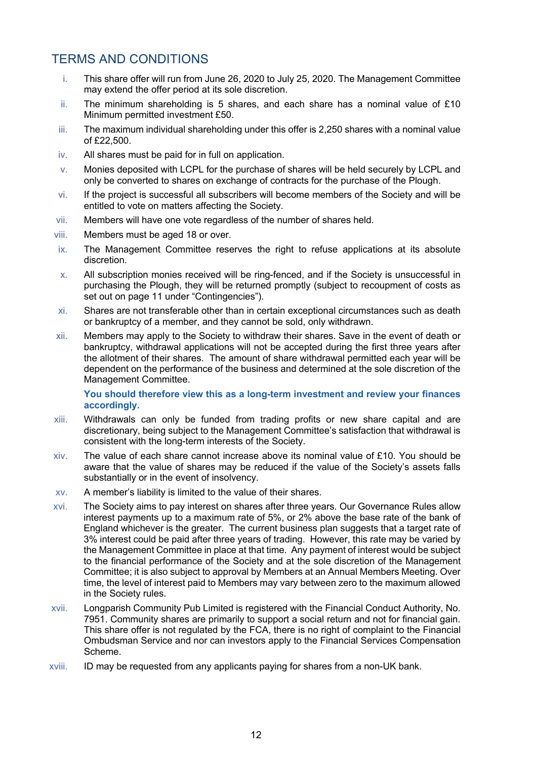## TERMS AND CONDITIONS

i. This share offer will run from June 26, 2020 to July 25, 2020. The Management Committee may extend the offer period at its sole discretion.

ii. The minimum shareholding is 5 shares, and each share has a nominal value of £10 Minimum permitted investment £50.

iii. The maximum individual shareholding under this offer is 2,250 shares with a nominal value of £22,500.

iv. All shares must be paid for in full on application.

v. Monies deposited with LCPL for the purchase of shares will be held securely by LCPL and only be converted to shares on exchange of contracts for the purchase of the Plough.

vi. If the project is successful all subscribers will become members of the Society and will be entitled to vote on matters affecting the Society.

vii. Members will have one vote regardless of the number of shares held.

viii. Members must be aged 18 or over.

ix. The Management Committee reserves the right to refuse applications at its absolute discretion.

x. All subscription monies received will be ring-fenced, and if the Society is unsuccessful in purchasing the Plough, they will be returned promptly (subject to recoupment of costs as set out on page 11 under “Contingencies”).

xi. Shares are not transferable other than in certain exceptional circumstances such as death or bankruptcy of a member, and they cannot be sold, only withdrawn.

xii. Members may apply to the Society to withdraw their shares. Save in the event of death or bankruptcy, withdrawal applications will not be accepted during the first three years after the allotment of their shares. The amount of share withdrawal permitted each year will be dependent on the performance of the business and determined at the sole discretion of the Management Committee.

    **You should therefore view this as a long-term investment and review your finances accordingly.**

xiii. Withdrawals can only be funded from trading profits or new share capital and are discretionary, being subject to the Management Committee’s satisfaction that withdrawal is consistent with the long-term interests of the Society.

xiv. The value of each share cannot increase above its nominal value of £10. You should be aware that the value of shares may be reduced if the value of the Society’s assets falls substantially or in the event of insolvency.

xv. A member’s liability is limited to the value of their shares.

xvi. The Society aims to pay interest on shares after three years. Our Governance Rules allow interest payments up to a maximum rate of 5%, or 2% above the base rate of the bank of England whichever is the greater. The current business plan suggests that a target rate of 3% interest could be paid after three years of trading. However, this rate may be varied by the Management Committee in place at that time. Any payment of interest would be subject to the financial performance of the Society and at the sole discretion of the Management Committee; it is also subject to approval by Members at an Annual Members Meeting. Over time, the level of interest paid to Members may vary between zero to the maximum allowed in the Society rules.

xvii. Longparish Community Pub Limited is registered with the Financial Conduct Authority, No. 7951. Community shares are primarily to support a social return and not for financial gain. This share offer is not regulated by the FCA, there is no right of complaint to the Financial Ombudsman Service and nor can investors apply to the Financial Services Compensation Scheme.

xviii. ID may be requested from any applicants paying for shares from a non-UK bank.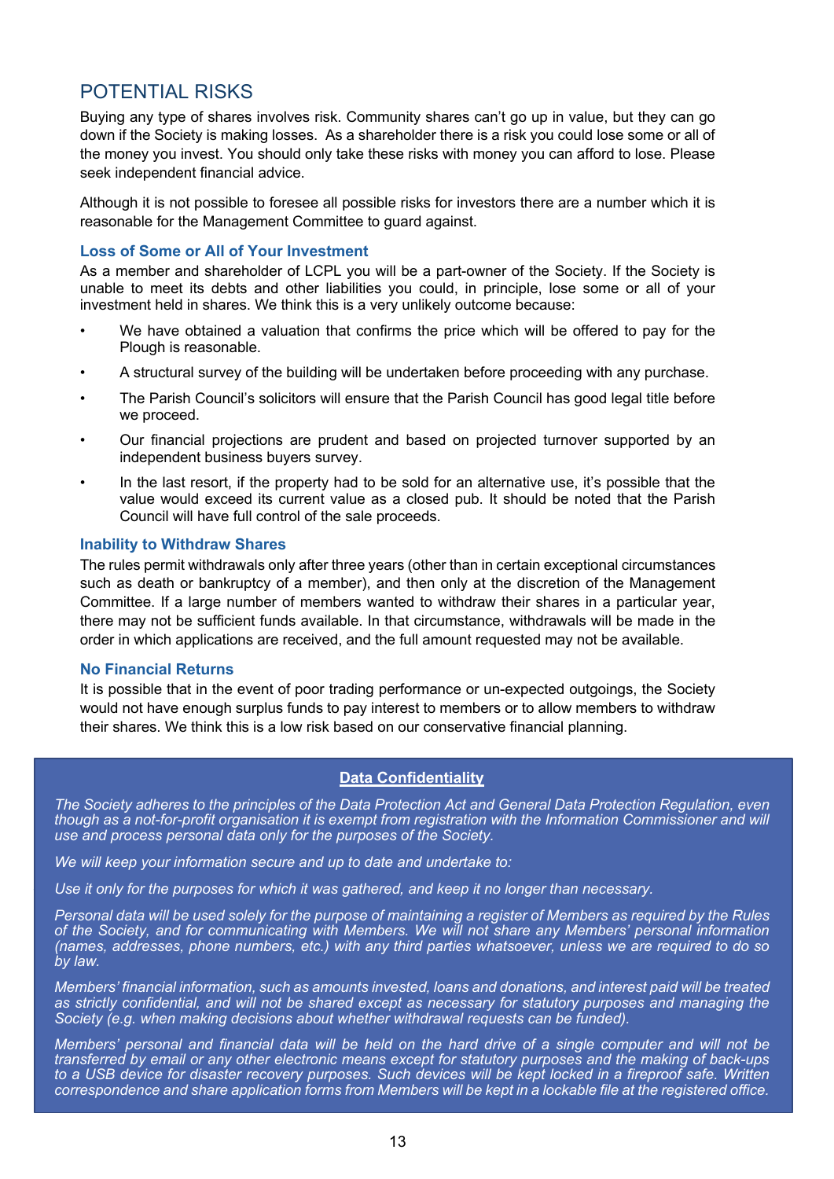## POTENTIAL RISKS

Buying any type of shares involves risk. Community shares can't go up in value, but they can go down if the Society is making losses. As a shareholder there is a risk you could lose some or all of the money you invest. You should only take these risks with money you can afford to lose. Please seek independent financial advice.

Although it is not possible to foresee all possible risks for investors there are a number which it is reasonable for the Management Committee to guard against.

### Loss of Some or All of Your Investment

As a member and shareholder of LCPL you will be a part-owner of the Society. If the Society is unable to meet its debts and other liabilities you could, in principle, lose some or all of your investment held in shares. We think this is a very unlikely outcome because:

- We have obtained a valuation that confirms the price which will be offered to pay for the Plough is reasonable.
- A structural survey of the building will be undertaken before proceeding with any purchase.
- The Parish Council's solicitors will ensure that the Parish Council has good legal title before we proceed.
- Our financial projections are prudent and based on projected turnover supported by an independent business buyers survey.
- In the last resort, if the property had to be sold for an alternative use, it's possible that the value would exceed its current value as a closed pub. It should be noted that the Parish Council will have full control of the sale proceeds.

### Inability to Withdraw Shares

The rules permit withdrawals only after three years (other than in certain exceptional circumstances such as death or bankruptcy of a member), and then only at the discretion of the Management Committee. If a large number of members wanted to withdraw their shares in a particular year, there may not be sufficient funds available. In that circumstance, withdrawals will be made in the order in which applications are received, and the full amount requested may not be available.

### No Financial Returns

It is possible that in the event of poor trading performance or un-expected outgoings, the Society would not have enough surplus funds to pay interest to members or to allow members to withdraw their shares. We think this is a low risk based on our conservative financial planning.

**Data Confidentiality**

*The Society adheres to the principles of the Data Protection Act and General Data Protection Regulation, even though as a not-for-profit organisation it is exempt from registration with the Information Commissioner and will use and process personal data only for the purposes of the Society.*

*We will keep your information secure and up to date and undertake to:*

*Use it only for the purposes for which it was gathered, and keep it no longer than necessary.*

*Personal data will be used solely for the purpose of maintaining a register of Members as required by the Rules of the Society, and for communicating with Members. We will not share any Members' personal information (names, addresses, phone numbers, etc.) with any third parties whatsoever, unless we are required to do so by law.*

*Members' financial information, such as amounts invested, loans and donations, and interest paid will be treated as strictly confidential, and will not be shared except as necessary for statutory purposes and managing the Society (e.g. when making decisions about whether withdrawal requests can be funded).*

*Members' personal and financial data will be held on the hard drive of a single computer and will not be transferred by email or any other electronic means except for statutory purposes and the making of back-ups to a USB device for disaster recovery purposes. Such devices will be kept locked in a fireproof safe. Written correspondence and share application forms from Members will be kept in a lockable file at the registered office.*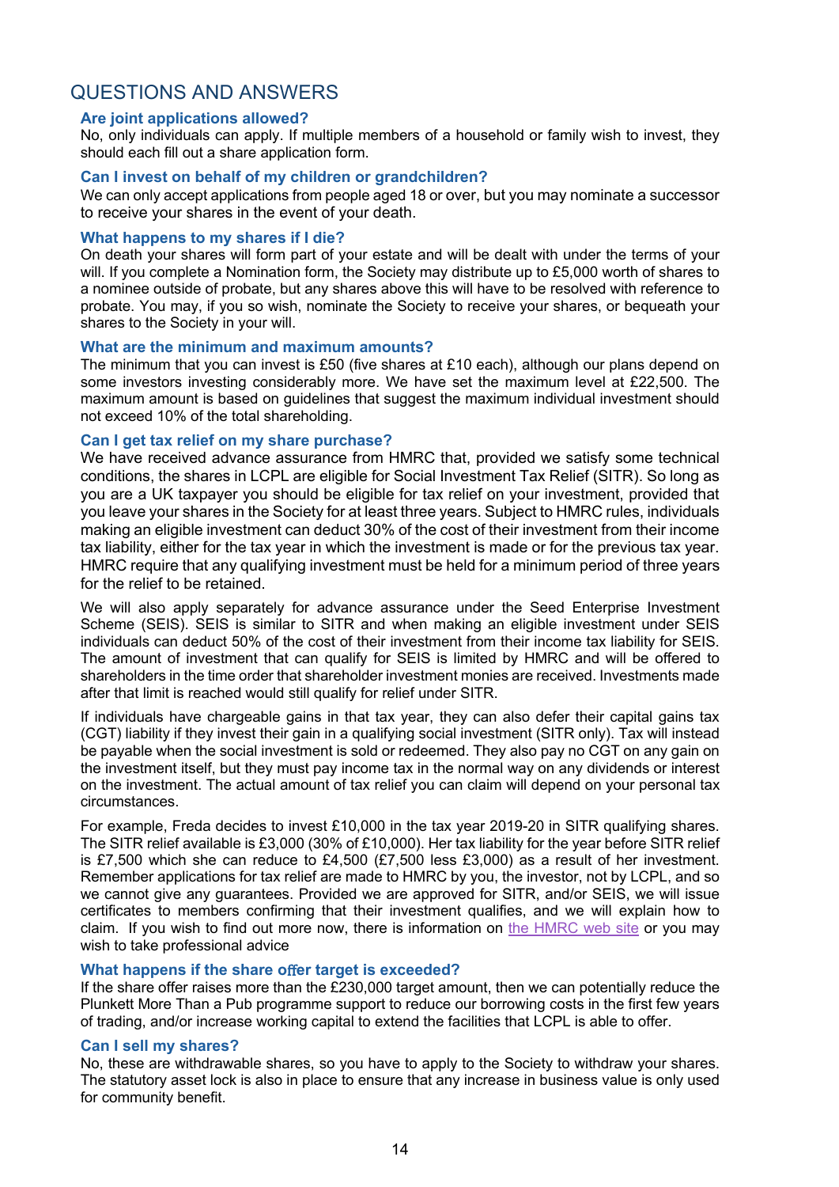## QUESTIONS AND ANSWERS

### Are joint applications allowed?

No, only individuals can apply. If multiple members of a household or family wish to invest, they should each fill out a share application form.

### Can I invest on behalf of my children or grandchildren?

We can only accept applications from people aged 18 or over, but you may nominate a successor to receive your shares in the event of your death.

### What happens to my shares if I die?

On death your shares will form part of your estate and will be dealt with under the terms of your will. If you complete a Nomination form, the Society may distribute up to £5,000 worth of shares to a nominee outside of probate, but any shares above this will have to be resolved with reference to probate. You may, if you so wish, nominate the Society to receive your shares, or bequeath your shares to the Society in your will.

### What are the minimum and maximum amounts?

The minimum that you can invest is £50 (five shares at £10 each), although our plans depend on some investors investing considerably more. We have set the maximum level at £22,500. The maximum amount is based on guidelines that suggest the maximum individual investment should not exceed 10% of the total shareholding.

### Can I get tax relief on my share purchase?

We have received advance assurance from HMRC that, provided we satisfy some technical conditions, the shares in LCPL are eligible for Social Investment Tax Relief (SITR). So long as you are a UK taxpayer you should be eligible for tax relief on your investment, provided that you leave your shares in the Society for at least three years. Subject to HMRC rules, individuals making an eligible investment can deduct 30% of the cost of their investment from their income tax liability, either for the tax year in which the investment is made or for the previous tax year. HMRC require that any qualifying investment must be held for a minimum period of three years for the relief to be retained.

We will also apply separately for advance assurance under the Seed Enterprise Investment Scheme (SEIS). SEIS is similar to SITR and when making an eligible investment under SEIS individuals can deduct 50% of the cost of their investment from their income tax liability for SEIS. The amount of investment that can qualify for SEIS is limited by HMRC and will be offered to shareholders in the time order that shareholder investment monies are received. Investments made after that limit is reached would still qualify for relief under SITR.

If individuals have chargeable gains in that tax year, they can also defer their capital gains tax (CGT) liability if they invest their gain in a qualifying social investment (SITR only). Tax will instead be payable when the social investment is sold or redeemed. They also pay no CGT on any gain on the investment itself, but they must pay income tax in the normal way on any dividends or interest on the investment. The actual amount of tax relief you can claim will depend on your personal tax circumstances.

For example, Freda decides to invest £10,000 in the tax year 2019-20 in SITR qualifying shares. The SITR relief available is £3,000 (30% of £10,000). Her tax liability for the year before SITR relief is £7,500 which she can reduce to £4,500 (£7,500 less £3,000) as a result of her investment. Remember applications for tax relief are made to HMRC by you, the investor, not by LCPL, and so we cannot give any guarantees. Provided we are approved for SITR, and/or SEIS, we will issue certificates to members confirming that their investment qualifies, and we will explain how to claim. If you wish to find out more now, there is information on the HMRC web site or you may wish to take professional advice

### What happens if the share offer target is exceeded?

If the share offer raises more than the £230,000 target amount, then we can potentially reduce the Plunkett More Than a Pub programme support to reduce our borrowing costs in the first few years of trading, and/or increase working capital to extend the facilities that LCPL is able to offer.

### Can I sell my shares?

No, these are withdrawable shares, so you have to apply to the Society to withdraw your shares. The statutory asset lock is also in place to ensure that any increase in business value is only used for community benefit.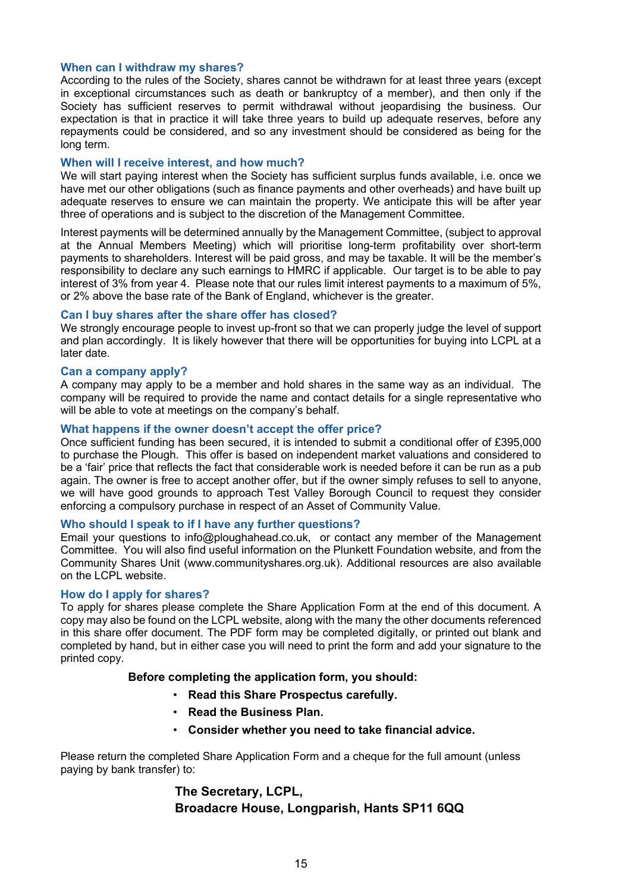### When can I withdraw my shares?

According to the rules of the Society, shares cannot be withdrawn for at least three years (except in exceptional circumstances such as death or bankruptcy of a member), and then only if the Society has sufficient reserves to permit withdrawal without jeopardising the business. Our expectation is that in practice it will take three years to build up adequate reserves, before any repayments could be considered, and so any investment should be considered as being for the long term.

### When will I receive interest, and how much?

We will start paying interest when the Society has sufficient surplus funds available, i.e. once we have met our other obligations (such as finance payments and other overheads) and have built up adequate reserves to ensure we can maintain the property. We anticipate this will be after year three of operations and is subject to the discretion of the Management Committee.

Interest payments will be determined annually by the Management Committee, (subject to approval at the Annual Members Meeting) which will prioritise long-term profitability over short-term payments to shareholders. Interest will be paid gross, and may be taxable. It will be the member's responsibility to declare any such earnings to HMRC if applicable. Our target is to be able to pay interest of 3% from year 4. Please note that our rules limit interest payments to a maximum of 5%, or 2% above the base rate of the Bank of England, whichever is the greater.

### Can I buy shares after the share offer has closed?

We strongly encourage people to invest up-front so that we can properly judge the level of support and plan accordingly. It is likely however that there will be opportunities for buying into LCPL at a later date.

### Can a company apply?

A company may apply to be a member and hold shares in the same way as an individual. The company will be required to provide the name and contact details for a single representative who will be able to vote at meetings on the company's behalf.

### What happens if the owner doesn't accept the offer price?

Once sufficient funding has been secured, it is intended to submit a conditional offer of £395,000 to purchase the Plough. This offer is based on independent market valuations and considered to be a 'fair' price that reflects the fact that considerable work is needed before it can be run as a pub again. The owner is free to accept another offer, but if the owner simply refuses to sell to anyone, we will have good grounds to approach Test Valley Borough Council to request they consider enforcing a compulsory purchase in respect of an Asset of Community Value.

### Who should I speak to if I have any further questions?

Email your questions to info@ploughahead.co.uk, or contact any member of the Management Committee. You will also find useful information on the Plunkett Foundation website, and from the Community Shares Unit (www.communityshares.org.uk). Additional resources are also available on the LCPL website.

### How do I apply for shares?

To apply for shares please complete the Share Application Form at the end of this document. A copy may also be found on the LCPL website, along with the many the other documents referenced in this share offer document. The PDF form may be completed digitally, or printed out blank and completed by hand, but in either case you will need to print the form and add your signature to the printed copy.

**Before completing the application form, you should:**

- **Read this Share Prospectus carefully.**
- **Read the Business Plan.**
- **Consider whether you need to take financial advice.**

Please return the completed Share Application Form and a cheque for the full amount (unless paying by bank transfer) to:

**The Secretary, LCPL,**
**Broadacre House, Longparish, Hants SP11 6QQ**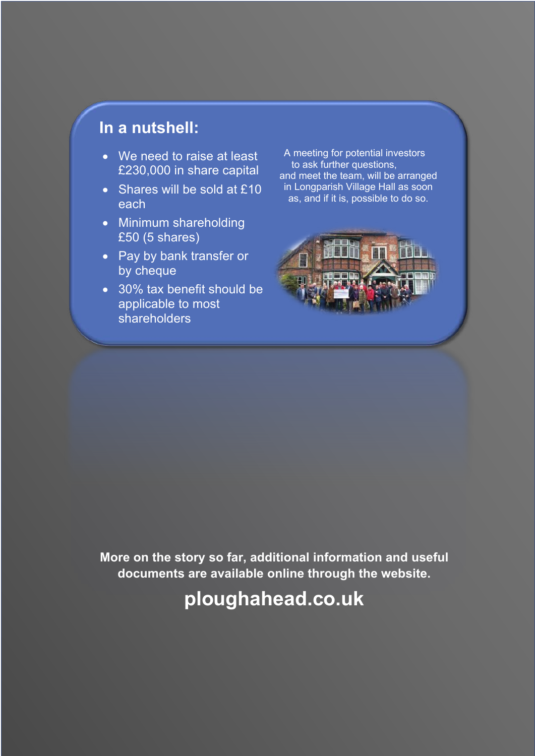## In a nutshell:

- We need to raise at least £230,000 in share capital
- Shares will be sold at £10 each
- Minimum shareholding £50 (5 shares)
- Pay by bank transfer or by cheque
- 30% tax benefit should be applicable to most shareholders

A meeting for potential investors to ask further questions, and meet the team, will be arranged in Longparish Village Hall as soon as, and if it is, possible to do so.

**More on the story so far, additional information and useful documents are available online through the website.**

**ploughahead.co.uk**